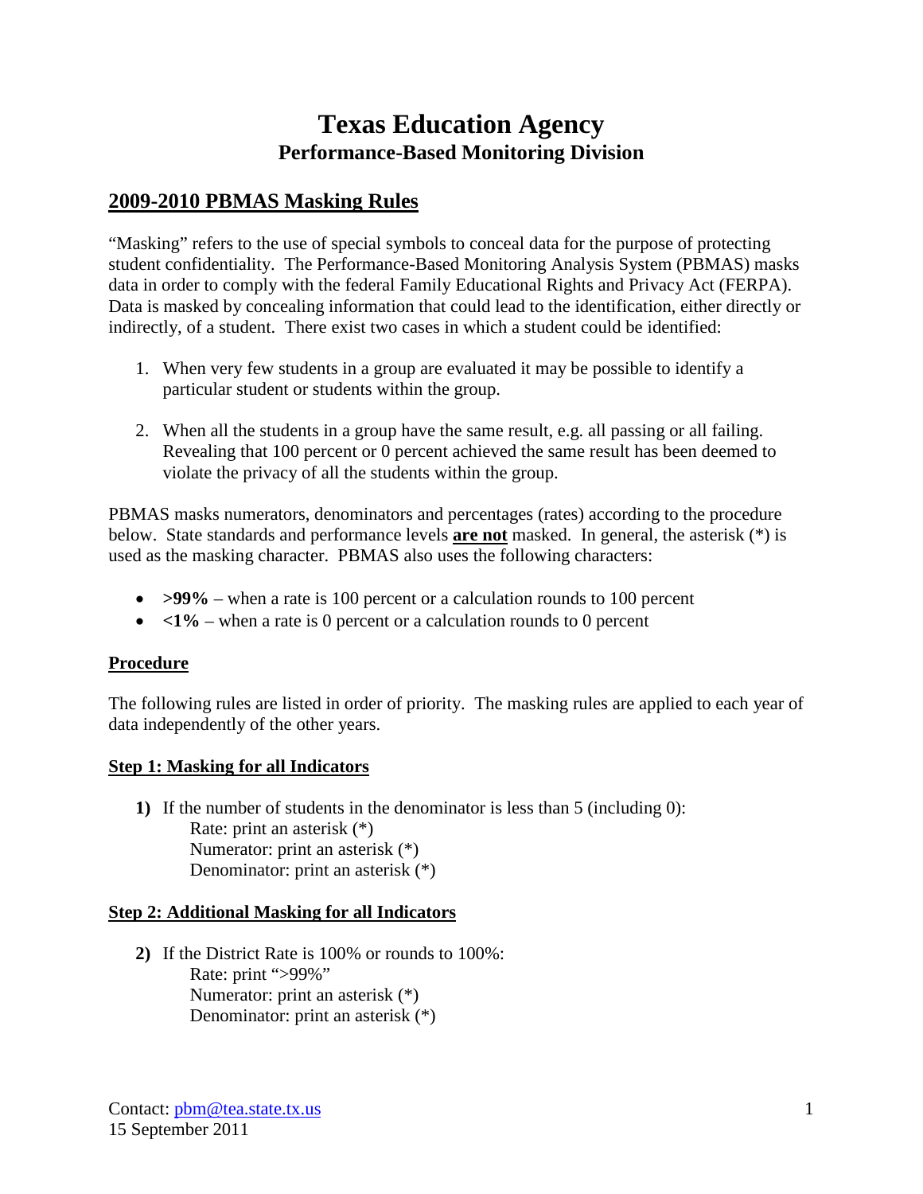# Texas Education Agency
## Performance-Based Monitoring Division

## 2009-2010 PBMAS Masking Rules

"Masking" refers to the use of special symbols to conceal data for the purpose of protecting student confidentiality. The Performance-Based Monitoring Analysis System (PBMAS) masks data in order to comply with the federal Family Educational Rights and Privacy Act (FERPA). Data is masked by concealing information that could lead to the identification, either directly or indirectly, of a student. There exist two cases in which a student could be identified:

1. When very few students in a group are evaluated it may be possible to identify a particular student or students within the group.

2. When all the students in a group have the same result, e.g. all passing or all failing. Revealing that 100 percent or 0 percent achieved the same result has been deemed to violate the privacy of all the students within the group.

PBMAS masks numerators, denominators and percentages (rates) according to the procedure below. State standards and performance levels **are not** masked. In general, the asterisk (*) is used as the masking character. PBMAS also uses the following characters:

- **>99%** – when a rate is 100 percent or a calculation rounds to 100 percent
- **<1%** – when a rate is 0 percent or a calculation rounds to 0 percent

### Procedure

The following rules are listed in order of priority. The masking rules are applied to each year of data independently of the other years.

### Step 1: Masking for all Indicators

**1)** If the number of students in the denominator is less than 5 (including 0):
   Rate: print an asterisk (*)
   Numerator: print an asterisk (*)
   Denominator: print an asterisk (*)

### Step 2: Additional Masking for all Indicators

**2)** If the District Rate is 100% or rounds to 100%:
   Rate: print ">99%"
   Numerator: print an asterisk (*)
   Denominator: print an asterisk (*)

Contact: pbm@tea.state.tx.us
15 September 2011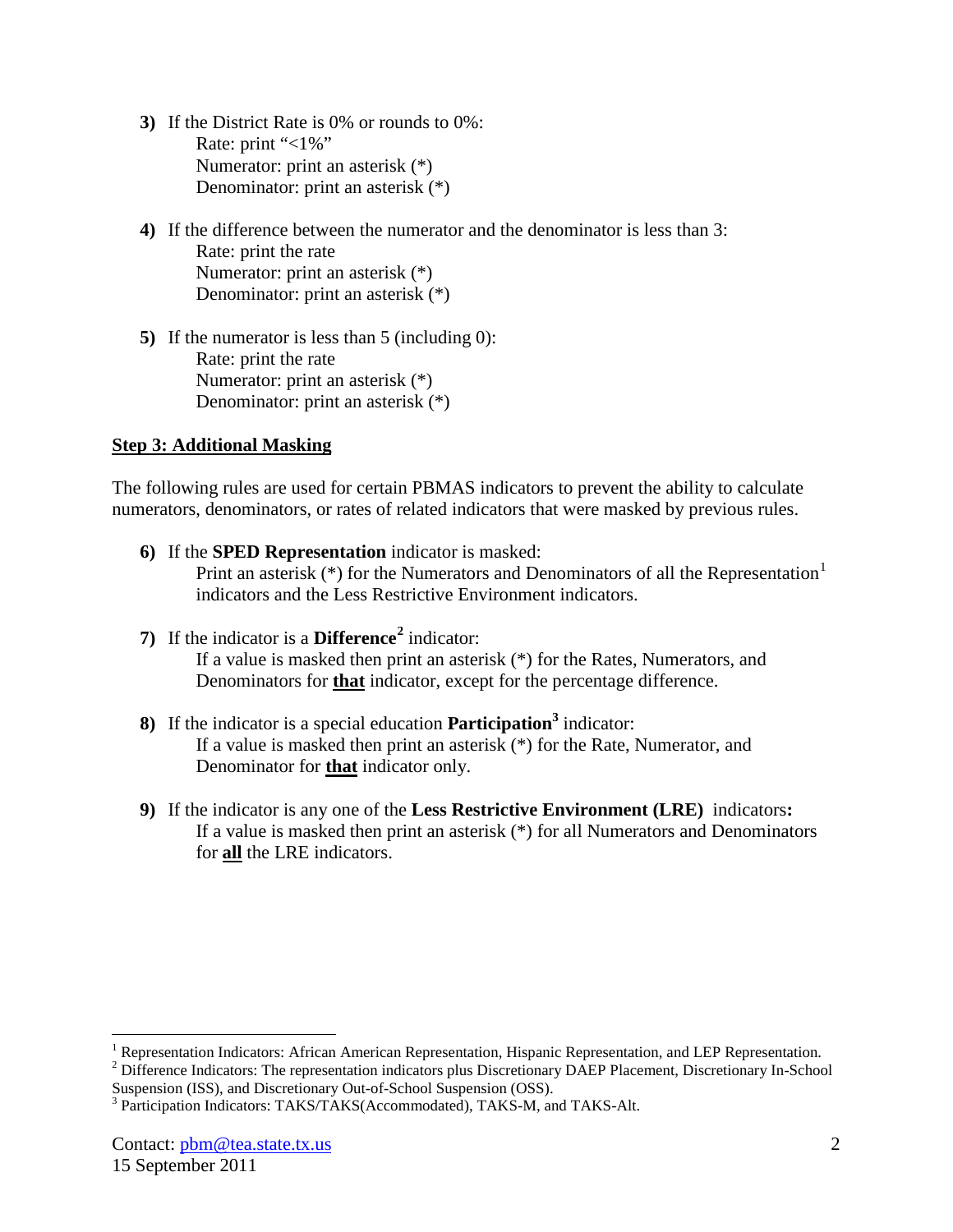**3)** If the District Rate is 0% or rounds to 0%:
  Rate: print "<1%"
  Numerator: print an asterisk (*)
  Denominator: print an asterisk (*)

**4)** If the difference between the numerator and the denominator is less than 3:
  Rate: print the rate
  Numerator: print an asterisk (*)
  Denominator: print an asterisk (*)

**5)** If the numerator is less than 5 (including 0):
  Rate: print the rate
  Numerator: print an asterisk (*)
  Denominator: print an asterisk (*)

**Step 3: Additional Masking**

The following rules are used for certain PBMAS indicators to prevent the ability to calculate numerators, denominators, or rates of related indicators that were masked by previous rules.

**6)** If the **SPED Representation** indicator is masked:
  Print an asterisk (*) for the Numerators and Denominators of all the Representation[1] indicators and the Less Restrictive Environment indicators.

**7)** If the indicator is a **Difference[2]** indicator:
  If a value is masked then print an asterisk (*) for the Rates, Numerators, and Denominators for **that** indicator, except for the percentage difference.

**8)** If the indicator is a special education **Participation[3]** indicator:
  If a value is masked then print an asterisk (*) for the Rate, Numerator, and Denominator for **that** indicator only.

**9)** If the indicator is any one of the **Less Restrictive Environment (LRE)** indicators**:**
  If a value is masked then print an asterisk (*) for all Numerators and Denominators for **all** the LRE indicators.

---

[1] Representation Indicators: African American Representation, Hispanic Representation, and LEP Representation.

[2] Difference Indicators: The representation indicators plus Discretionary DAEP Placement, Discretionary In-School Suspension (ISS), and Discretionary Out-of-School Suspension (OSS).

[3] Participation Indicators: TAKS/TAKS(Accommodated), TAKS-M, and TAKS-Alt.

Contact: pbm@tea.state.tx.us
15 September 2011